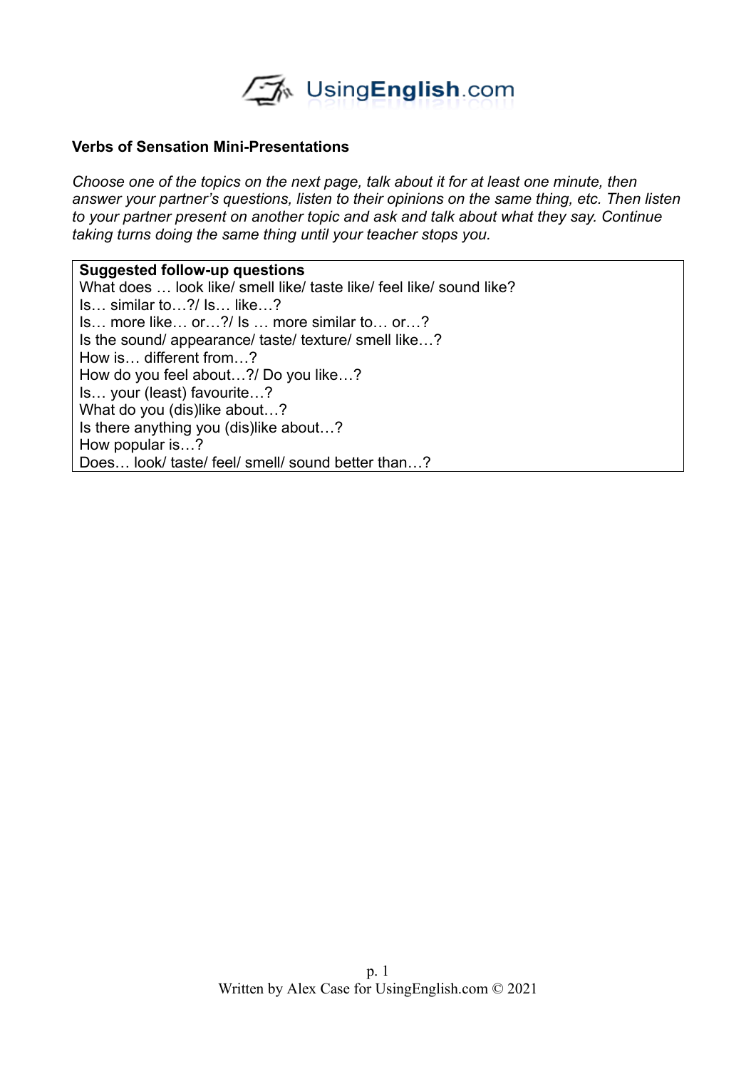UsingEnglish.com

**Verbs of Sensation Mini-Presentations**

*Choose one of the topics on the next page, talk about it for at least one minute, then answer your partner's questions, listen to their opinions on the same thing, etc. Then listen to your partner present on another topic and ask and talk about what they say. Continue taking turns doing the same thing until your teacher stops you.*

**Suggested follow-up questions**

What does … look like/ smell like/ taste like/ feel like/ sound like?
Is… similar to…?/ Is… like…?
Is… more like… or…?/ Is … more similar to… or…?
Is the sound/ appearance/ taste/ texture/ smell like…?
How is… different from…?
How do you feel about…?/ Do you like…?
Is… your (least) favourite…?
What do you (dis)like about…?
Is there anything you (dis)like about…?
How popular is…?
Does… look/ taste/ feel/ smell/ sound better than…?

Written by Alex Case for UsingEnglish.com © 2021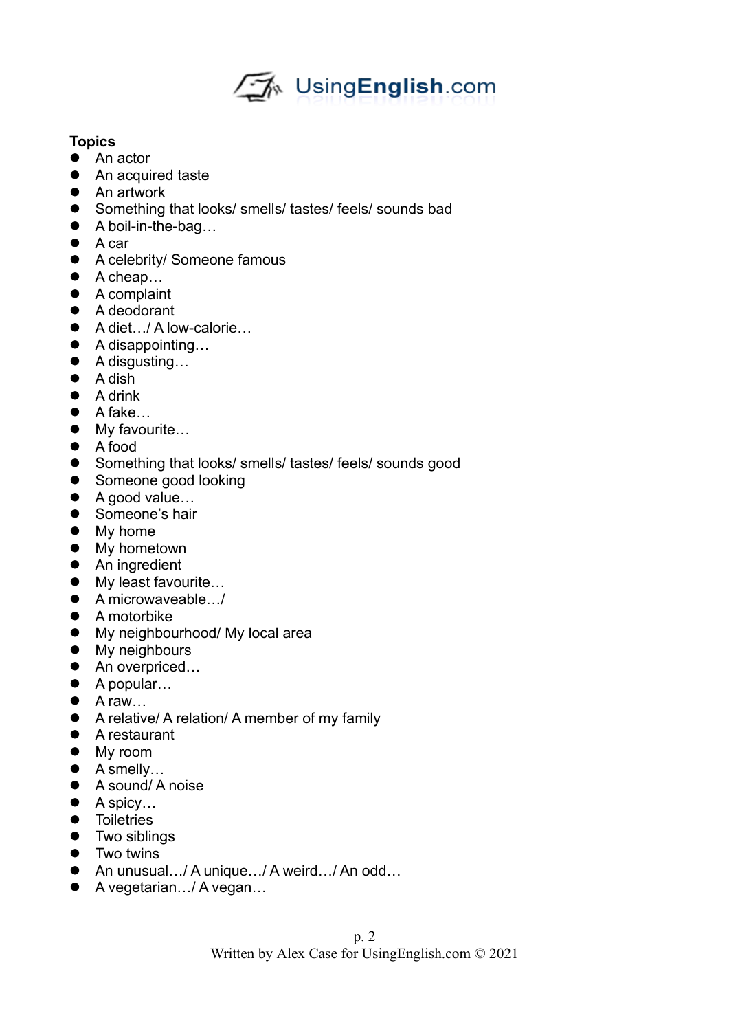**Topics**

- An actor
- An acquired taste
- An artwork
- Something that looks/ smells/ tastes/ feels/ sounds bad
- A boil-in-the-bag…
- A car
- A celebrity/ Someone famous
- A cheap…
- A complaint
- A deodorant
- A diet…/ A low-calorie…
- A disappointing…
- A disgusting…
- A dish
- A drink
- A fake…
- My favourite…
- A food
- Something that looks/ smells/ tastes/ feels/ sounds good
- Someone good looking
- A good value…
- Someone's hair
- My home
- My hometown
- An ingredient
- My least favourite…
- A microwaveable…/
- A motorbike
- My neighbourhood/ My local area
- My neighbours
- An overpriced…
- A popular…
- A raw…
- A relative/ A relation/ A member of my family
- A restaurant
- My room
- A smelly…
- A sound/ A noise
- A spicy…
- Toiletries
- Two siblings
- Two twins
- An unusual…/ A unique…/ A weird…/ An odd…
- A vegetarian…/ A vegan…

Written by Alex Case for UsingEnglish.com © 2021